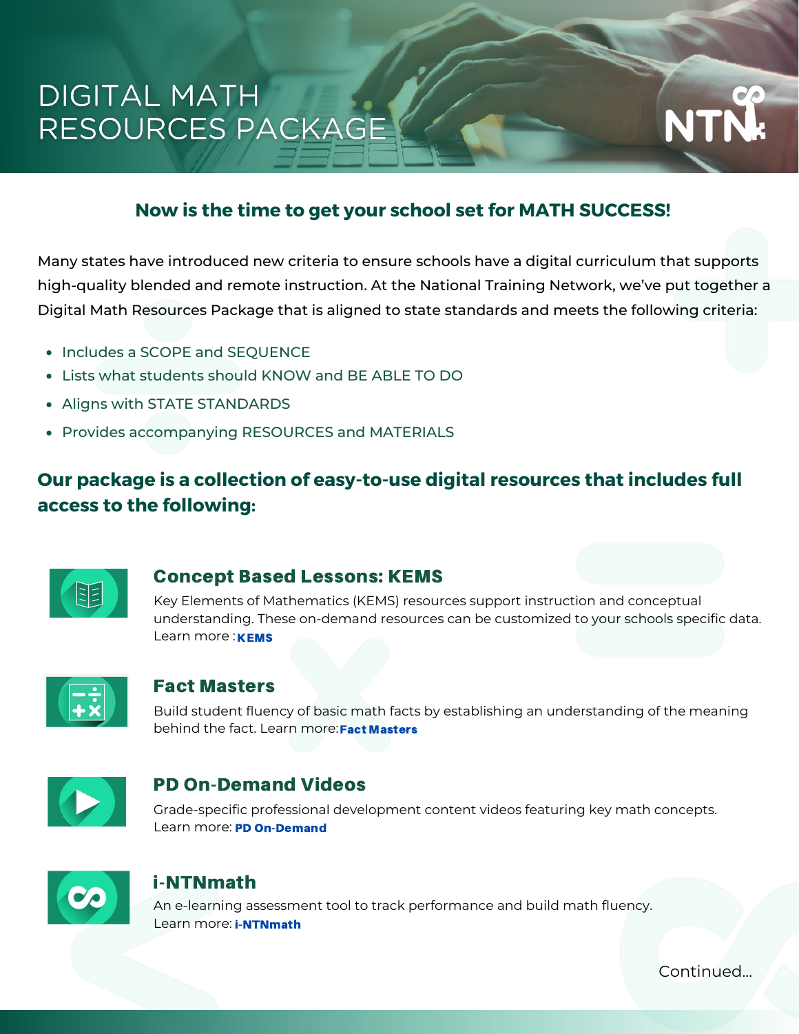# DIGITAL MATH RESOURCES PACKAGE

NTN

## Now is the time to get your school set for MATH SUCCESS!

Many states have introduced new criteria to ensure schools have a digital curriculum that supports high-quality blended and remote instruction. At the National Training Network, we've put together a Digital Math Resources Package that is aligned to state standards and meets the following criteria:

- Includes a SCOPE and SEQUENCE
- Lists what students should KNOW and BE ABLE TO DO
- Aligns with STATE STANDARDS
- Provides accompanying RESOURCES and MATERIALS

## Our package is a collection of easy-to-use digital resources that includes full access to the following:

### Concept Based Lessons: KEMS

Key Elements of Mathematics (KEMS) resources support instruction and conceptual understanding. These on-demand resources can be customized to your schools specific data. Learn more : **KEMS**

### Fact Masters

Build student fluency of basic math facts by establishing an understanding of the meaning behind the fact. Learn more: **Fact Masters**

### PD On-Demand Videos

Grade-specific professional development content videos featuring key math concepts. Learn more: **PD On-Demand**

### i-NTNmath

An e-learning assessment tool to track performance and build math fluency. Learn more: **i-NTNmath**

Continued...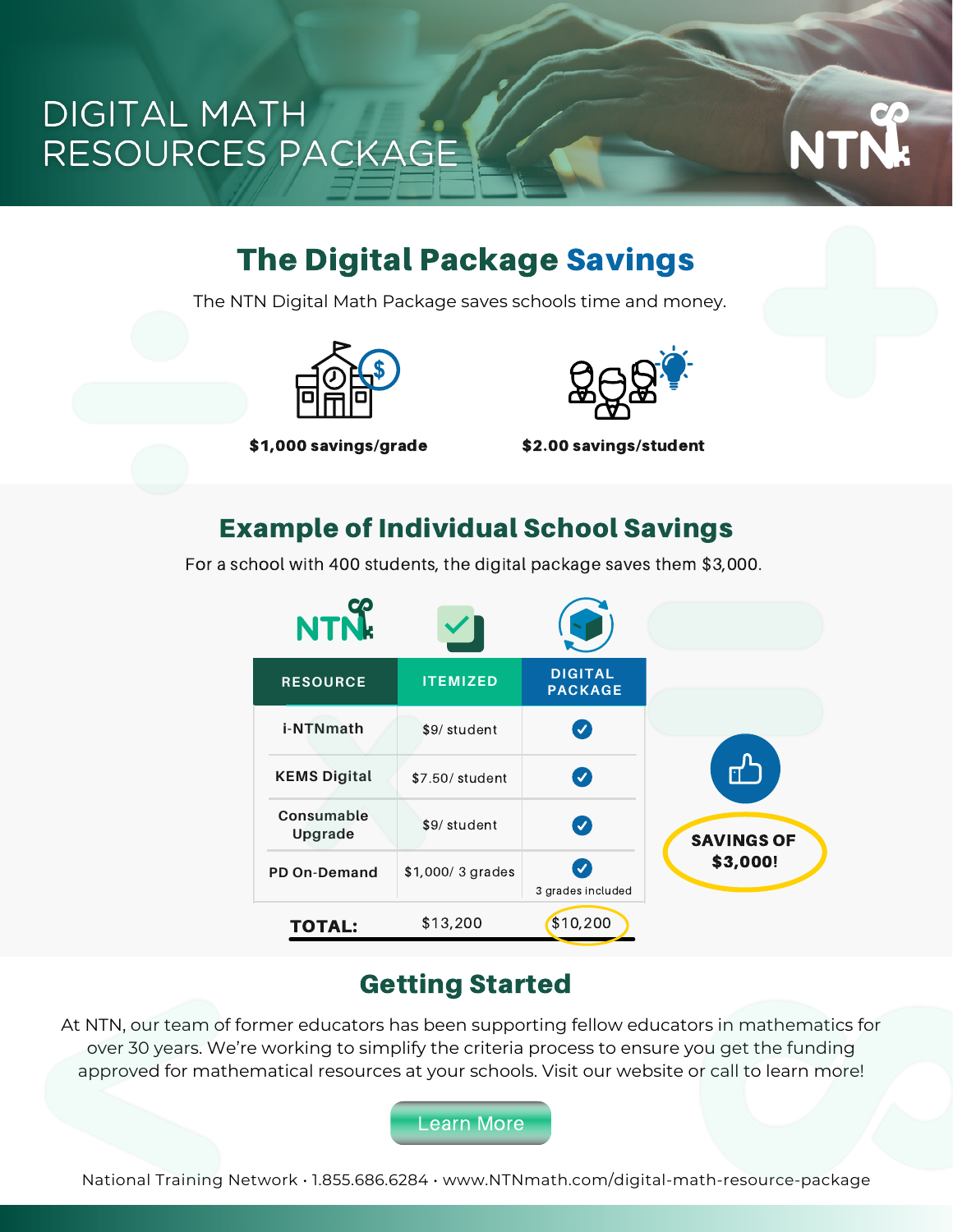# DIGITAL MATH RESOURCES PACKAGE

## The Digital Package Savings

The NTN Digital Math Package saves schools time and money.

**$1,000 savings/grade**

**$2.00 savings/student**

## Example of Individual School Savings

For a school with 400 students, the digital package saves them $3,000.

| RESOURCE | ITEMIZED | DIGITAL PACKAGE |
|---|---|---|
| i-NTNmath | $9/ student | ✓ |
| KEMS Digital | $7.50/ student | ✓ |
| Consumable Upgrade | $9/ student | ✓ |
| PD On-Demand | $1,000/ 3 grades | ✓ 3 grades included |
| **TOTAL:** | $13,200 | $10,200 |

**SAVINGS OF $3,000!**

## Getting Started

At NTN, our team of former educators has been supporting fellow educators in mathematics for over 30 years. We're working to simplify the criteria process to ensure you get the funding approved for mathematical resources at your schools. Visit our website or call to learn more!

Learn More

National Training Network · 1.855.686.6284 · www.NTNmath.com/digital-math-resource-package